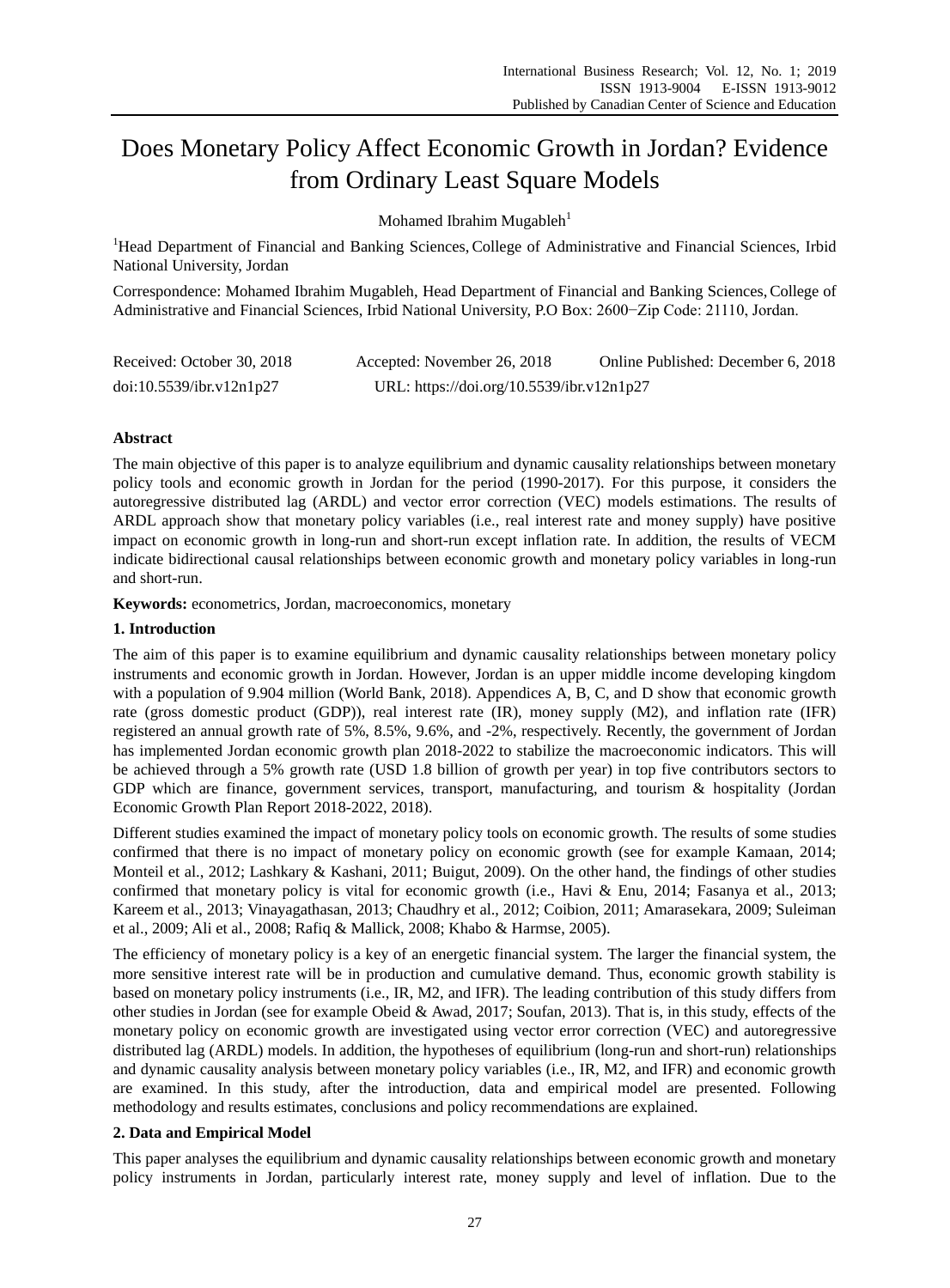# Does Monetary Policy Affect Economic Growth in Jordan? Evidence from Ordinary Least Square Models

Mohamed Ibrahim Mugableh[1]

[1]Head Department of Financial and Banking Sciences, College of Administrative and Financial Sciences, Irbid National University, Jordan

Correspondence: Mohamed Ibrahim Mugableh, Head Department of Financial and Banking Sciences, College of Administrative and Financial Sciences, Irbid National University, P.O Box: 2600−Zip Code: 21110, Jordan.

Received: October 30, 2018    Accepted: November 26, 2018    Online Published: December 6, 2018

doi:10.5539/ibr.v12n1p27    URL: https://doi.org/10.5539/ibr.v12n1p27

**Abstract**

The main objective of this paper is to analyze equilibrium and dynamic causality relationships between monetary policy tools and economic growth in Jordan for the period (1990-2017). For this purpose, it considers the autoregressive distributed lag (ARDL) and vector error correction (VEC) models estimations. The results of ARDL approach show that monetary policy variables (i.e., real interest rate and money supply) have positive impact on economic growth in long-run and short-run except inflation rate. In addition, the results of VECM indicate bidirectional causal relationships between economic growth and monetary policy variables in long-run and short-run.

**Keywords:** econometrics, Jordan, macroeconomics, monetary

## 1. Introduction

The aim of this paper is to examine equilibrium and dynamic causality relationships between monetary policy instruments and economic growth in Jordan. However, Jordan is an upper middle income developing kingdom with a population of 9.904 million (World Bank, 2018). Appendices A, B, C, and D show that economic growth rate (gross domestic product (GDP)), real interest rate (IR), money supply (M2), and inflation rate (IFR) registered an annual growth rate of 5%, 8.5%, 9.6%, and -2%, respectively. Recently, the government of Jordan has implemented Jordan economic growth plan 2018-2022 to stabilize the macroeconomic indicators. This will be achieved through a 5% growth rate (USD 1.8 billion of growth per year) in top five contributors sectors to GDP which are finance, government services, transport, manufacturing, and tourism & hospitality (Jordan Economic Growth Plan Report 2018-2022, 2018).

Different studies examined the impact of monetary policy tools on economic growth. The results of some studies confirmed that there is no impact of monetary policy on economic growth (see for example Kamaan, 2014; Monteil et al., 2012; Lashkary & Kashani, 2011; Buigut, 2009). On the other hand, the findings of other studies confirmed that monetary policy is vital for economic growth (i.e., Havi & Enu, 2014; Fasanya et al., 2013; Kareem et al., 2013; Vinayagathasan, 2013; Chaudhry et al., 2012; Coibion, 2011; Amarasekara, 2009; Suleiman et al., 2009; Ali et al., 2008; Rafiq & Mallick, 2008; Khabo & Harmse, 2005).

The efficiency of monetary policy is a key of an energetic financial system. The larger the financial system, the more sensitive interest rate will be in production and cumulative demand. Thus, economic growth stability is based on monetary policy instruments (i.e., IR, M2, and IFR). The leading contribution of this study differs from other studies in Jordan (see for example Obeid & Awad, 2017; Soufan, 2013). That is, in this study, effects of the monetary policy on economic growth are investigated using vector error correction (VEC) and autoregressive distributed lag (ARDL) models. In addition, the hypotheses of equilibrium (long-run and short-run) relationships and dynamic causality analysis between monetary policy variables (i.e., IR, M2, and IFR) and economic growth are examined. In this study, after the introduction, data and empirical model are presented. Following methodology and results estimates, conclusions and policy recommendations are explained.

## 2. Data and Empirical Model

This paper analyses the equilibrium and dynamic causality relationships between economic growth and monetary policy instruments in Jordan, particularly interest rate, money supply and level of inflation. Due to the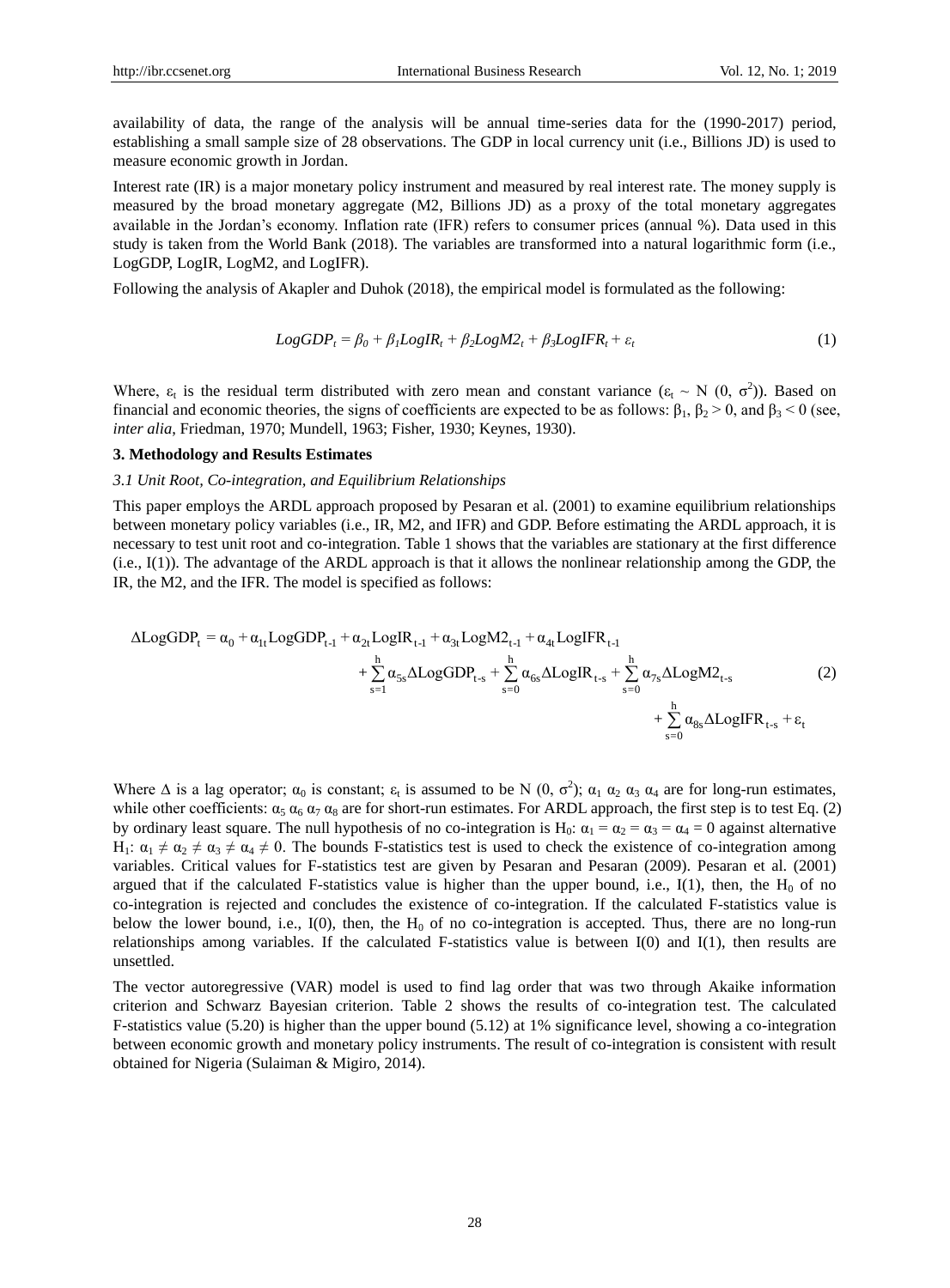availability of data, the range of the analysis will be annual time-series data for the (1990-2017) period, establishing a small sample size of 28 observations. The GDP in local currency unit (i.e., Billions JD) is used to measure economic growth in Jordan.

Interest rate (IR) is a major monetary policy instrument and measured by real interest rate. The money supply is measured by the broad monetary aggregate (M2, Billions JD) as a proxy of the total monetary aggregates available in the Jordan's economy. Inflation rate (IFR) refers to consumer prices (annual %). Data used in this study is taken from the World Bank (2018). The variables are transformed into a natural logarithmic form (i.e., LogGDP, LogIR, LogM2, and LogIFR).

Following the analysis of Akapler and Duhok (2018), the empirical model is formulated as the following:

$$LogGDP_t = \beta_0 + \beta_1 LogIR_t + \beta_2 LogM2_t + \beta_3 LogIFR_t + \varepsilon_t \tag{1}$$

Where, $\varepsilon_t$ is the residual term distributed with zero mean and constant variance ($\varepsilon_t \sim N(0, \sigma^2)$). Based on financial and economic theories, the signs of coefficients are expected to be as follows: $\beta_1, \beta_2 > 0$, and $\beta_3 < 0$ (see, *inter alia*, Friedman, 1970; Mundell, 1963; Fisher, 1930; Keynes, 1930).

## 3. Methodology and Results Estimates

### *3.1 Unit Root, Co-integration, and Equilibrium Relationships*

This paper employs the ARDL approach proposed by Pesaran et al. (2001) to examine equilibrium relationships between monetary policy variables (i.e., IR, M2, and IFR) and GDP. Before estimating the ARDL approach, it is necessary to test unit root and co-integration. Table 1 shows that the variables are stationary at the first difference (i.e., I(1)). The advantage of the ARDL approach is that it allows the nonlinear relationship among the GDP, the IR, the M2, and the IFR. The model is specified as follows:

$$\begin{aligned}\Delta LogGDP_t = \alpha_0 + \alpha_{1t} LogGDP_{t-1} + \alpha_{2t} LogIR_{t-1} + \alpha_{3t} LogM2_{t-1} + \alpha_{4t} LogIFR_{t-1} \\ + \sum_{s=1}^{h} \alpha_{5s} \Delta LogGDP_{t-s} + \sum_{s=0}^{h} \alpha_{6s} \Delta LogIR_{t-s} + \sum_{s=0}^{h} \alpha_{7s} \Delta LogM2_{t-s} \\ + \sum_{s=0}^{h} \alpha_{8s} \Delta LogIFR_{t-s} + \varepsilon_t\end{aligned} \tag{2}$$

Where $\Delta$ is a lag operator; $\alpha_0$ is constant; $\varepsilon_t$ is assumed to be N $(0, \sigma^2)$; $\alpha_1$ $\alpha_2$ $\alpha_3$ $\alpha_4$ are for long-run estimates, while other coefficients: $\alpha_5$ $\alpha_6$ $\alpha_7$ $\alpha_8$ are for short-run estimates. For ARDL approach, the first step is to test Eq. (2) by ordinary least square. The null hypothesis of no co-integration is $H_0$: $\alpha_1 = \alpha_2 = \alpha_3 = \alpha_4 = 0$ against alternative $H_1$: $\alpha_1 \neq \alpha_2 \neq \alpha_3 \neq \alpha_4 \neq 0$. The bounds F-statistics test is used to check the existence of co-integration among variables. Critical values for F-statistics test are given by Pesaran and Pesaran (2009). Pesaran et al. (2001) argued that if the calculated F-statistics value is higher than the upper bound, i.e., I(1), then, the $H_0$ of no co-integration is rejected and concludes the existence of co-integration. If the calculated F-statistics value is below the lower bound, i.e., I(0), then, the $H_0$ of no co-integration is accepted. Thus, there are no long-run relationships among variables. If the calculated F-statistics value is between I(0) and I(1), then results are unsettled.

The vector autoregressive (VAR) model is used to find lag order that was two through Akaike information criterion and Schwarz Bayesian criterion. Table 2 shows the results of co-integration test. The calculated F-statistics value (5.20) is higher than the upper bound (5.12) at 1% significance level, showing a co-integration between economic growth and monetary policy instruments. The result of co-integration is consistent with result obtained for Nigeria (Sulaiman & Migiro, 2014).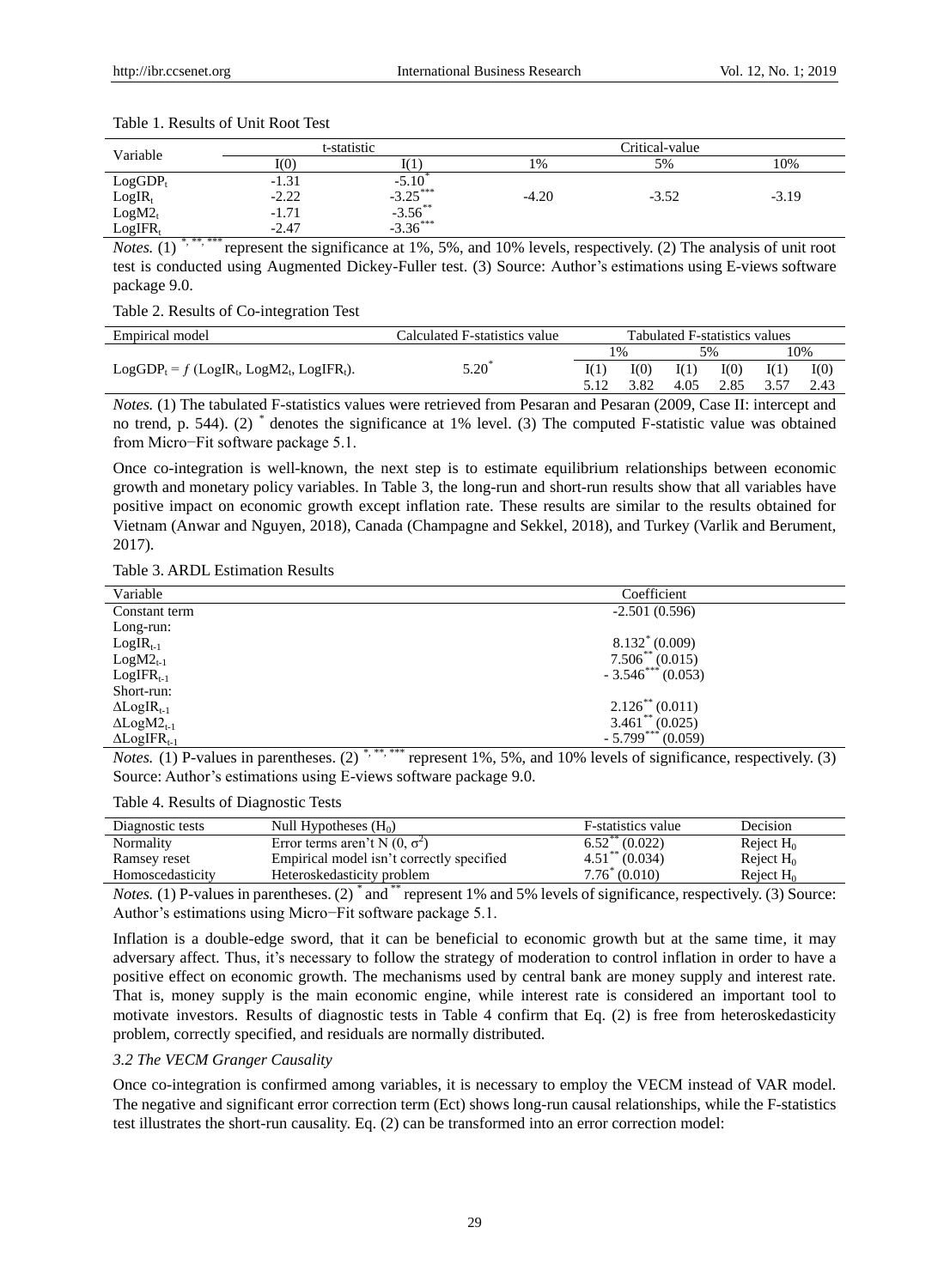Table 1. Results of Unit Root Test

| Variable | t-statistic | | Critical-value | | |
|---|---|---|---|---|---|
| | I(0) | I(1) | 1% | 5% | 10% |
| $LogGDP_t$ | -1.31 | $-5.10^{*}$ | | | |
| $LogIR_t$ | -2.22 | $-3.25^{***}$ | -4.20 | -3.52 | -3.19 |
| $LogM2_t$ | -1.71 | $-3.56^{**}$ | | | |
| $LogIFR_t$ | -2.47 | $-3.36^{***}$ | | | |

*Notes.* (1) *, **, *** represent the significance at 1%, 5%, and 10% levels, respectively. (2) The analysis of unit root test is conducted using Augmented Dickey-Fuller test. (3) Source: Author's estimations using E-views software package 9.0.

Table 2. Results of Co-integration Test

| Empirical model | Calculated F-statistics value | Tabulated F-statistics values | | | | | |
|---|---|---|---|---|---|---|---|
| | | 1% | | 5% | | 10% | |
| | | I(1) | I(0) | I(1) | I(0) | I(1) | I(0) |
| $LogGDP_t = f\ (LogIR_t, LogM2_t, LogIFR_t)$. | $5.20^{*}$ | 5.12 | 3.82 | 4.05 | 2.85 | 3.57 | 2.43 |

*Notes.* (1) The tabulated F-statistics values were retrieved from Pesaran and Pesaran (2009, Case II: intercept and no trend, p. 544). (2) * denotes the significance at 1% level. (3) The computed F-statistic value was obtained from Micro−Fit software package 5.1.

Once co-integration is well-known, the next step is to estimate equilibrium relationships between economic growth and monetary policy variables. In Table 3, the long-run and short-run results show that all variables have positive impact on economic growth except inflation rate. These results are similar to the results obtained for Vietnam (Anwar and Nguyen, 2018), Canada (Champagne and Sekkel, 2018), and Turkey (Varlik and Berument, 2017).

Table 3. ARDL Estimation Results

| Variable | Coefficient |
|---|---|
| Constant term | -2.501 (0.596) |
| Long-run: | |
| $LogIR_{t-1}$ | $8.132^{*}$ (0.009) |
| $LogM2_{t-1}$ | $7.506^{**}$ (0.015) |
| $LogIFR_{t-1}$ | $-3.546^{***}$ (0.053) |
| Short-run: | |
| $\Delta LogIR_{t-1}$ | $2.126^{**}$ (0.011) |
| $\Delta LogM2_{t-1}$ | $3.461^{**}$ (0.025) |
| $\Delta LogIFR_{t-1}$ | $-5.799^{***}$ (0.059) |

*Notes.* (1) P-values in parentheses. (2) *, **, *** represent 1%, 5%, and 10% levels of significance, respectively. (3) Source: Author's estimations using E-views software package 9.0.

Table 4. Results of Diagnostic Tests

| Diagnostic tests | Null Hypotheses ($H_0$) | F-statistics value | Decision |
|---|---|---|---|
| Normality | Error terms aren't $N(0, \sigma^2)$ | $6.52^{**}$ (0.022) | Reject $H_0$ |
| Ramsey reset | Empirical model isn't correctly specified | $4.51^{**}$ (0.034) | Reject $H_0$ |
| Homoscedasticity | Heteroskedasticity problem | $7.76^{*}$ (0.010) | Reject $H_0$ |

*Notes.* (1) P-values in parentheses. (2) * and ** represent 1% and 5% levels of significance, respectively. (3) Source: Author's estimations using Micro−Fit software package 5.1.

Inflation is a double-edge sword, that it can be beneficial to economic growth but at the same time, it may adversary affect. Thus, it's necessary to follow the strategy of moderation to control inflation in order to have a positive effect on economic growth. The mechanisms used by central bank are money supply and interest rate. That is, money supply is the main economic engine, while interest rate is considered an important tool to motivate investors. Results of diagnostic tests in Table 4 confirm that Eq. (2) is free from heteroskedasticity problem, correctly specified, and residuals are normally distributed.

### *3.2 The VECM Granger Causality*

Once co-integration is confirmed among variables, it is necessary to employ the VECM instead of VAR model. The negative and significant error correction term (Ect) shows long-run causal relationships, while the F-statistics test illustrates the short-run causality. Eq. (2) can be transformed into an error correction model: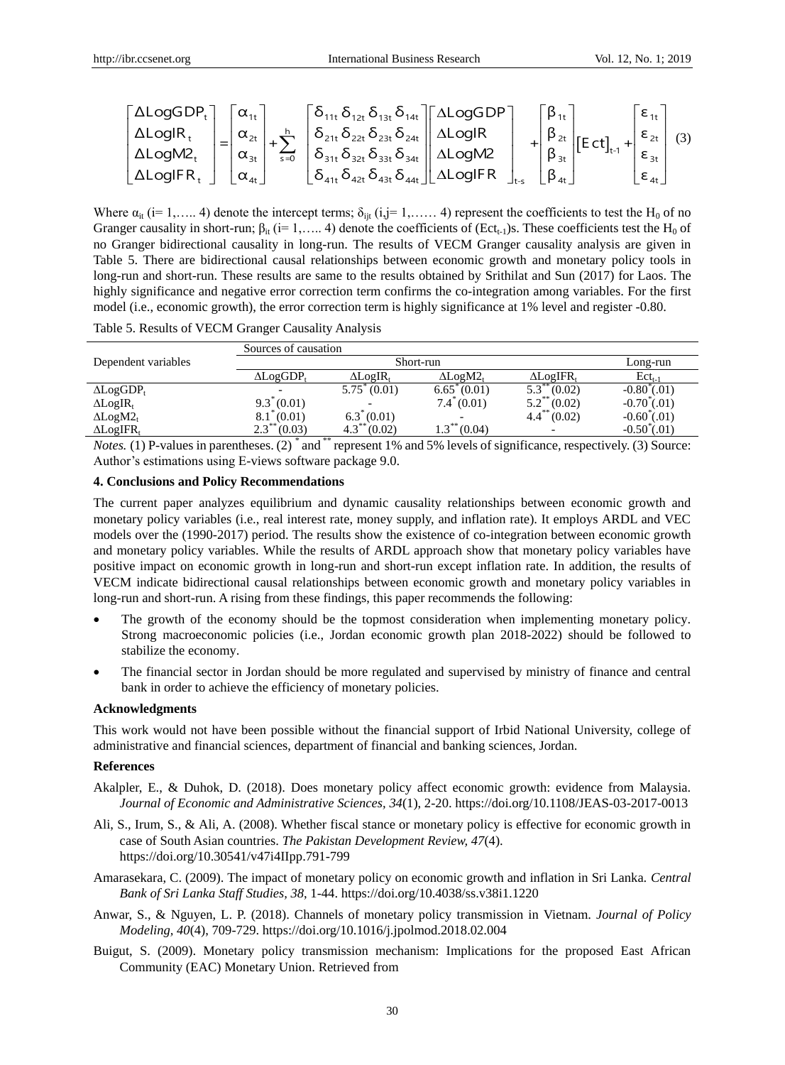$$
\begin{bmatrix} \Delta LogGDP_t \\ \Delta LogIR_t \\ \Delta LogM2_t \\ \Delta LogIFR_t \end{bmatrix} = \begin{bmatrix} \alpha_{1t} \\ \alpha_{2t} \\ \alpha_{3t} \\ \alpha_{4t} \end{bmatrix} + \sum_{s=0}^{h} \begin{bmatrix} \delta_{11t}\,\delta_{12t}\,\delta_{13t}\,\delta_{14t} \\ \delta_{21t}\,\delta_{22t}\,\delta_{23t}\,\delta_{24t} \\ \delta_{31t}\,\delta_{32t}\,\delta_{33t}\,\delta_{34t} \\ \delta_{41t}\,\delta_{42t}\,\delta_{43t}\,\delta_{44t} \end{bmatrix} \begin{bmatrix} \Delta LogGDP \\ \Delta LogIR \\ \Delta LogM2 \\ \Delta LogIFR \end{bmatrix}_{t-s} + \begin{bmatrix} \beta_{1t} \\ \beta_{2t} \\ \beta_{3t} \\ \beta_{4t} \end{bmatrix} \left[Ect\right]_{t-1} + \begin{bmatrix} \varepsilon_{1t} \\ \varepsilon_{2t} \\ \varepsilon_{3t} \\ \varepsilon_{4t} \end{bmatrix} \quad (3)
$$

Where $\alpha_{it}$ (i= 1,….. 4) denote the intercept terms; $\delta_{ijt}$ (i,j= 1,…… 4) represent the coefficients to test the $H_0$ of no Granger causality in short-run; $\beta_{it}$ (i= 1,….. 4) denote the coefficients of ($Ect_{t-1}$)s. These coefficients test the $H_0$ of no Granger bidirectional causality in long-run. The results of VECM Granger causality analysis are given in Table 5. There are bidirectional causal relationships between economic growth and monetary policy tools in long-run and short-run. These results are same to the results obtained by Srithilat and Sun (2017) for Laos. The highly significance and negative error correction term confirms the co-integration among variables. For the first model (i.e., economic growth), the error correction term is highly significance at 1% level and register -0.80.

Table 5. Results of VECM Granger Causality Analysis

| Dependent variables | Sources of causation | | | | |
|---|---|---|---|---|---|
| | Short-run | | | | Long-run |
| | $\Delta LogGDP_t$ | $\Delta LogIR_t$ | $\Delta LogM2_t$ | $\Delta LogIFR_t$ | $Ect_{t-1}$ |
| $\Delta LogGDP_t$ | - | $5.75^{*}$ (0.01) | $6.65^{*}$ (0.01) | $5.3^{**}$ (0.02) | $-0.80^{*}$(.01) |
| $\Delta LogIR_t$ | $9.3^{*}$ (0.01) | - | $7.4^{*}$ (0.01) | $5.2^{**}$ (0.02) | $-0.70^{*}$(.01) |
| $\Delta LogM2_t$ | $8.1^{*}$ (0.01) | $6.3^{*}$ (0.01) | - | $4.4^{**}$ (0.02) | $-0.60^{*}$(.01) |
| $\Delta LogIFR_t$ | $2.3^{**}$ (0.03) | $4.3^{**}$ (0.02) | $1.3^{**}$ (0.04) | - | $-0.50^{*}$(.01) |

*Notes.* (1) P-values in parentheses. (2) * and ** represent 1% and 5% levels of significance, respectively. (3) Source: Author's estimations using E-views software package 9.0.

### 4. Conclusions and Policy Recommendations

The current paper analyzes equilibrium and dynamic causality relationships between economic growth and monetary policy variables (i.e., real interest rate, money supply, and inflation rate). It employs ARDL and VEC models over the (1990-2017) period. The results show the existence of co-integration between economic growth and monetary policy variables. While the results of ARDL approach show that monetary policy variables have positive impact on economic growth in long-run and short-run except inflation rate. In addition, the results of VECM indicate bidirectional causal relationships between economic growth and monetary policy variables in long-run and short-run. A rising from these findings, this paper recommends the following:

- The growth of the economy should be the topmost consideration when implementing monetary policy. Strong macroeconomic policies (i.e., Jordan economic growth plan 2018-2022) should be followed to stabilize the economy.
- The financial sector in Jordan should be more regulated and supervised by ministry of finance and central bank in order to achieve the efficiency of monetary policies.

### Acknowledgments

This work would not have been possible without the financial support of Irbid National University, college of administrative and financial sciences, department of financial and banking sciences, Jordan.

### References

Akalpler, E., & Duhok, D. (2018). Does monetary policy affect economic growth: evidence from Malaysia. *Journal of Economic and Administrative Sciences, 34*(1), 2-20. https://doi.org/10.1108/JEAS-03-2017-0013

Ali, S., Irum, S., & Ali, A. (2008). Whether fiscal stance or monetary policy is effective for economic growth in case of South Asian countries. *The Pakistan Development Review, 47*(4). https://doi.org/10.30541/v47i4IIpp.791-799

Amarasekara, C. (2009). The impact of monetary policy on economic growth and inflation in Sri Lanka. *Central Bank of Sri Lanka Staff Studies, 38*, 1-44. https://doi.org/10.4038/ss.v38i1.1220

Anwar, S., & Nguyen, L. P. (2018). Channels of monetary policy transmission in Vietnam. *Journal of Policy Modeling, 40*(4), 709-729. https://doi.org/10.1016/j.jpolmod.2018.02.004

Buigut, S. (2009). Monetary policy transmission mechanism: Implications for the proposed East African Community (EAC) Monetary Union. Retrieved from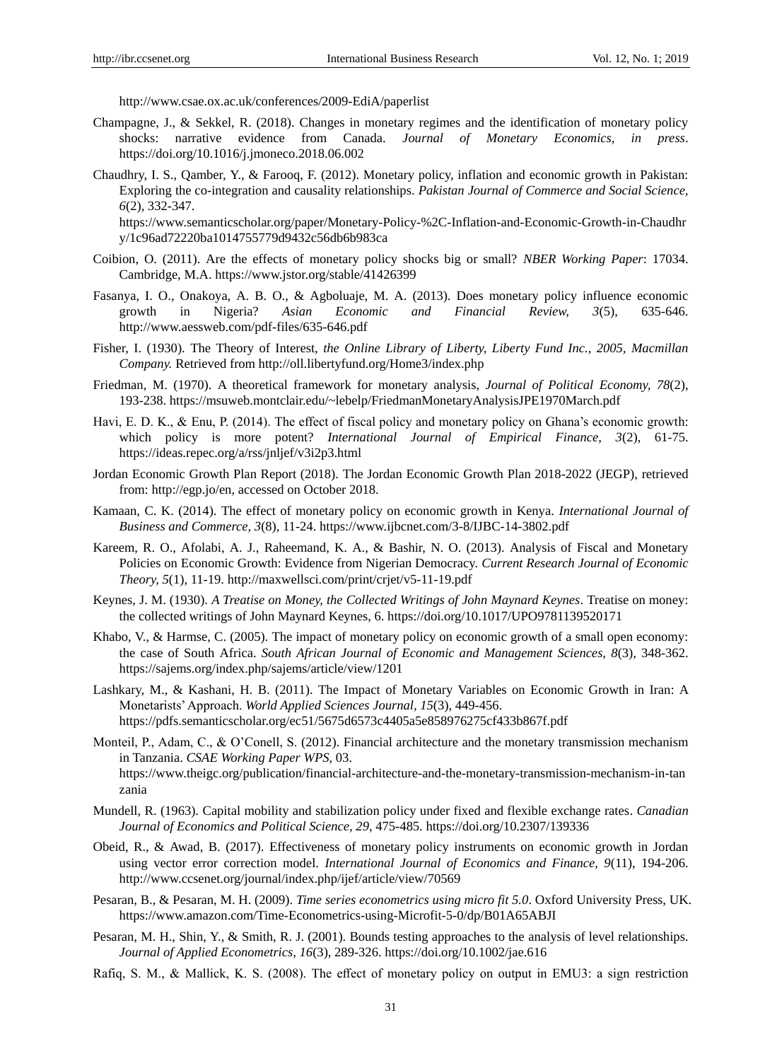http://www.csae.ox.ac.uk/conferences/2009-EdiA/paperlist

Champagne, J., & Sekkel, R. (2018). Changes in monetary regimes and the identification of monetary policy shocks: narrative evidence from Canada. *Journal of Monetary Economics, in press*. https://doi.org/10.1016/j.jmoneco.2018.06.002

Chaudhry, I. S., Qamber, Y., & Farooq, F. (2012). Monetary policy, inflation and economic growth in Pakistan: Exploring the co-integration and causality relationships. *Pakistan Journal of Commerce and Social Science, 6*(2), 332-347. https://www.semanticscholar.org/paper/Monetary-Policy-%2C-Inflation-and-Economic-Growth-in-Chaudhry/1c96ad72220ba1014755779d9432c56db6b983ca

Coibion, O. (2011). Are the effects of monetary policy shocks big or small? *NBER Working Paper*: 17034. Cambridge, M.A. https://www.jstor.org/stable/41426399

Fasanya, I. O., Onakoya, A. B. O., & Agboluaje, M. A. (2013). Does monetary policy influence economic growth in Nigeria? *Asian Economic and Financial Review, 3*(5), 635-646. http://www.aessweb.com/pdf-files/635-646.pdf

Fisher, I. (1930). The Theory of Interest, *the Online Library of Liberty, Liberty Fund Inc., 2005, Macmillan Company.* Retrieved from http://oll.libertyfund.org/Home3/index.php

Friedman, M. (1970). A theoretical framework for monetary analysis, *Journal of Political Economy, 78*(2), 193-238. https://msuweb.montclair.edu/~lebelp/FriedmanMonetaryAnalysisJPE1970March.pdf

Havi, E. D. K., & Enu, P. (2014). The effect of fiscal policy and monetary policy on Ghana's economic growth: which policy is more potent? *International Journal of Empirical Finance, 3*(2), 61-75. https://ideas.repec.org/a/rss/jnljef/v3i2p3.html

Jordan Economic Growth Plan Report (2018). The Jordan Economic Growth Plan 2018-2022 (JEGP), retrieved from: http://egp.jo/en, accessed on October 2018.

Kamaan, C. K. (2014). The effect of monetary policy on economic growth in Kenya. *International Journal of Business and Commerce, 3*(8), 11-24. https://www.ijbcnet.com/3-8/IJBC-14-3802.pdf

Kareem, R. O., Afolabi, A. J., Raheemand, K. A., & Bashir, N. O. (2013). Analysis of Fiscal and Monetary Policies on Economic Growth: Evidence from Nigerian Democracy. *Current Research Journal of Economic Theory, 5*(1), 11-19. http://maxwellsci.com/print/crjet/v5-11-19.pdf

Keynes, J. M. (1930). *A Treatise on Money, the Collected Writings of John Maynard Keynes*. Treatise on money: the collected writings of John Maynard Keynes, 6. https://doi.org/10.1017/UPO9781139520171

Khabo, V., & Harmse, C. (2005). The impact of monetary policy on economic growth of a small open economy: the case of South Africa. *South African Journal of Economic and Management Sciences, 8*(3), 348-362. https://sajems.org/index.php/sajems/article/view/1201

Lashkary, M., & Kashani, H. B. (2011). The Impact of Monetary Variables on Economic Growth in Iran: A Monetarists' Approach. *World Applied Sciences Journal, 15*(3), 449-456. https://pdfs.semanticscholar.org/ec51/5675d6573c4405a5e858976275cf433b867f.pdf

Monteil, P., Adam, C., & O'Conell, S. (2012). Financial architecture and the monetary transmission mechanism in Tanzania. *CSAE Working Paper WPS*, 03. https://www.theigc.org/publication/financial-architecture-and-the-monetary-transmission-mechanism-in-tanzania

Mundell, R. (1963). Capital mobility and stabilization policy under fixed and flexible exchange rates. *Canadian Journal of Economics and Political Science, 29*, 475-485. https://doi.org/10.2307/139336

Obeid, R., & Awad, B. (2017). Effectiveness of monetary policy instruments on economic growth in Jordan using vector error correction model. *International Journal of Economics and Finance, 9*(11), 194-206. http://www.ccsenet.org/journal/index.php/ijef/article/view/70569

Pesaran, B., & Pesaran, M. H. (2009). *Time series econometrics using micro fit 5.0*. Oxford University Press, UK. https://www.amazon.com/Time-Econometrics-using-Microfit-5-0/dp/B01A65ABJI

Pesaran, M. H., Shin, Y., & Smith, R. J. (2001). Bounds testing approaches to the analysis of level relationships. *Journal of Applied Econometrics, 16*(3), 289-326. https://doi.org/10.1002/jae.616

Rafiq, S. M., & Mallick, K. S. (2008). The effect of monetary policy on output in EMU3: a sign restriction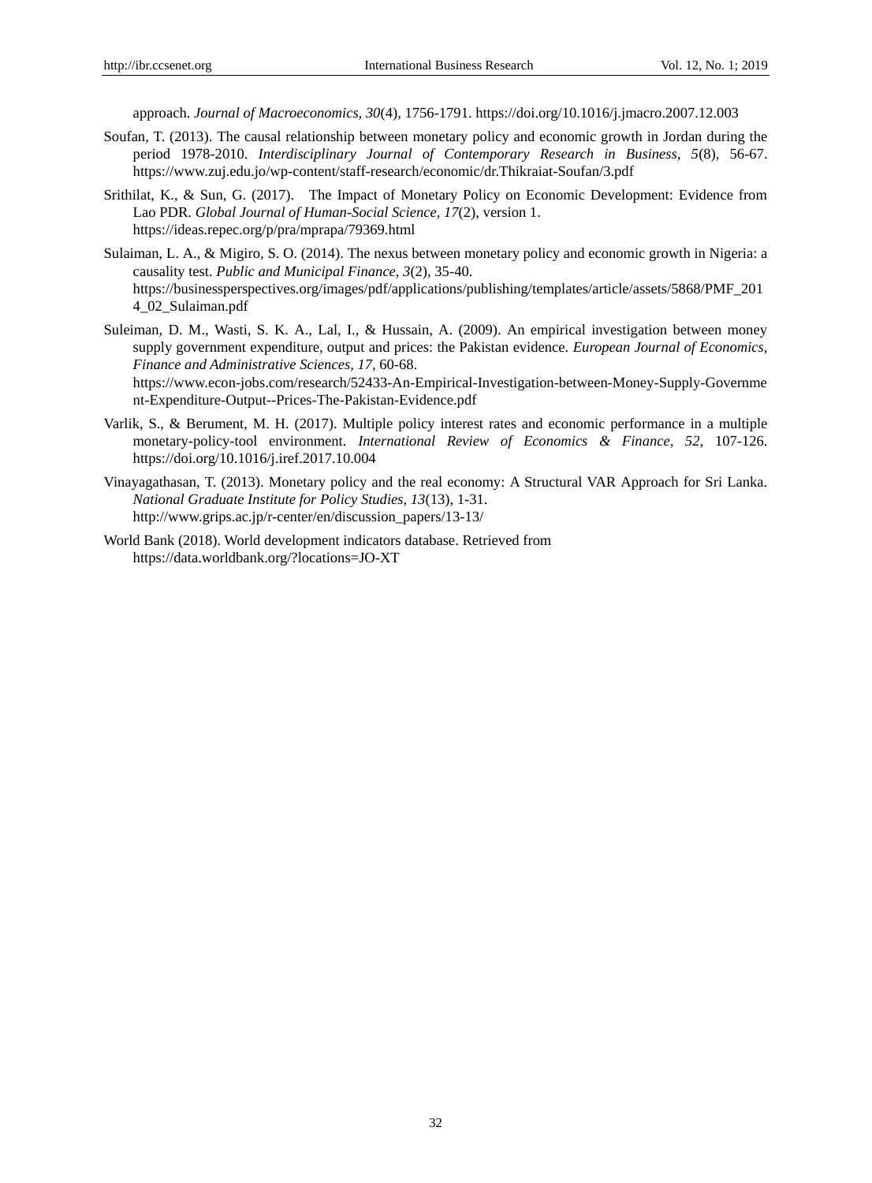approach. *Journal of Macroeconomics, 30*(4), 1756-1791. https://doi.org/10.1016/j.jmacro.2007.12.003

Soufan, T. (2013). The causal relationship between monetary policy and economic growth in Jordan during the period 1978-2010. *Interdisciplinary Journal of Contemporary Research in Business, 5*(8), 56-67. https://www.zuj.edu.jo/wp-content/staff-research/economic/dr.Thikraiat-Soufan/3.pdf

Srithilat, K., & Sun, G. (2017). The Impact of Monetary Policy on Economic Development: Evidence from Lao PDR. *Global Journal of Human-Social Science, 17*(2), version 1. https://ideas.repec.org/p/pra/mprapa/79369.html

Sulaiman, L. A., & Migiro, S. O. (2014). The nexus between monetary policy and economic growth in Nigeria: a causality test. *Public and Municipal Finance, 3*(2), 35-40. https://businessperspectives.org/images/pdf/applications/publishing/templates/article/assets/5868/PMF_2014_02_Sulaiman.pdf

Suleiman, D. M., Wasti, S. K. A., Lal, I., & Hussain, A. (2009). An empirical investigation between money supply government expenditure, output and prices: the Pakistan evidence. *European Journal of Economics, Finance and Administrative Sciences, 17*, 60-68. https://www.econ-jobs.com/research/52433-An-Empirical-Investigation-between-Money-Supply-Government-Expenditure-Output--Prices-The-Pakistan-Evidence.pdf

Varlik, S., & Berument, M. H. (2017). Multiple policy interest rates and economic performance in a multiple monetary-policy-tool environment. *International Review of Economics & Finance, 52*, 107-126. https://doi.org/10.1016/j.iref.2017.10.004

Vinayagathasan, T. (2013). Monetary policy and the real economy: A Structural VAR Approach for Sri Lanka. *National Graduate Institute for Policy Studies, 13*(13), 1-31. http://www.grips.ac.jp/r-center/en/discussion_papers/13-13/

World Bank (2018). World development indicators database. Retrieved from https://data.worldbank.org/?locations=JO-XT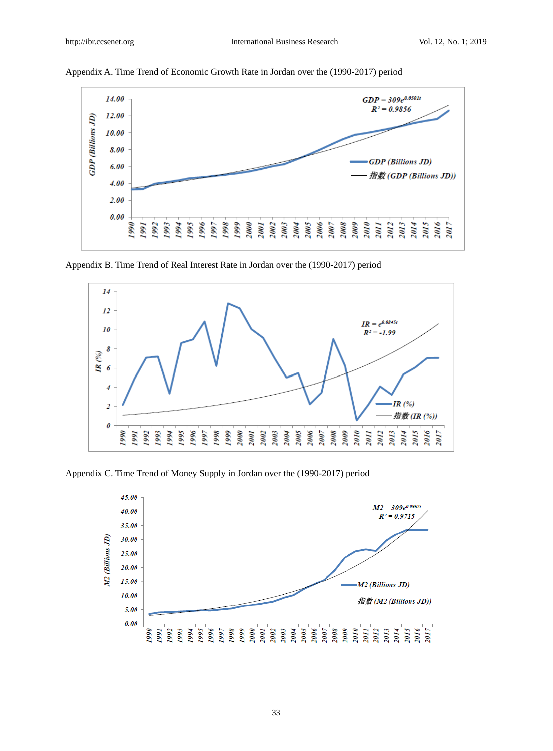Appendix A. Time Trend of Economic Growth Rate in Jordan over the (1990-2017) period

Appendix B. Time Trend of Real Interest Rate in Jordan over the (1990-2017) period

Appendix C. Time Trend of Money Supply in Jordan over the (1990-2017) period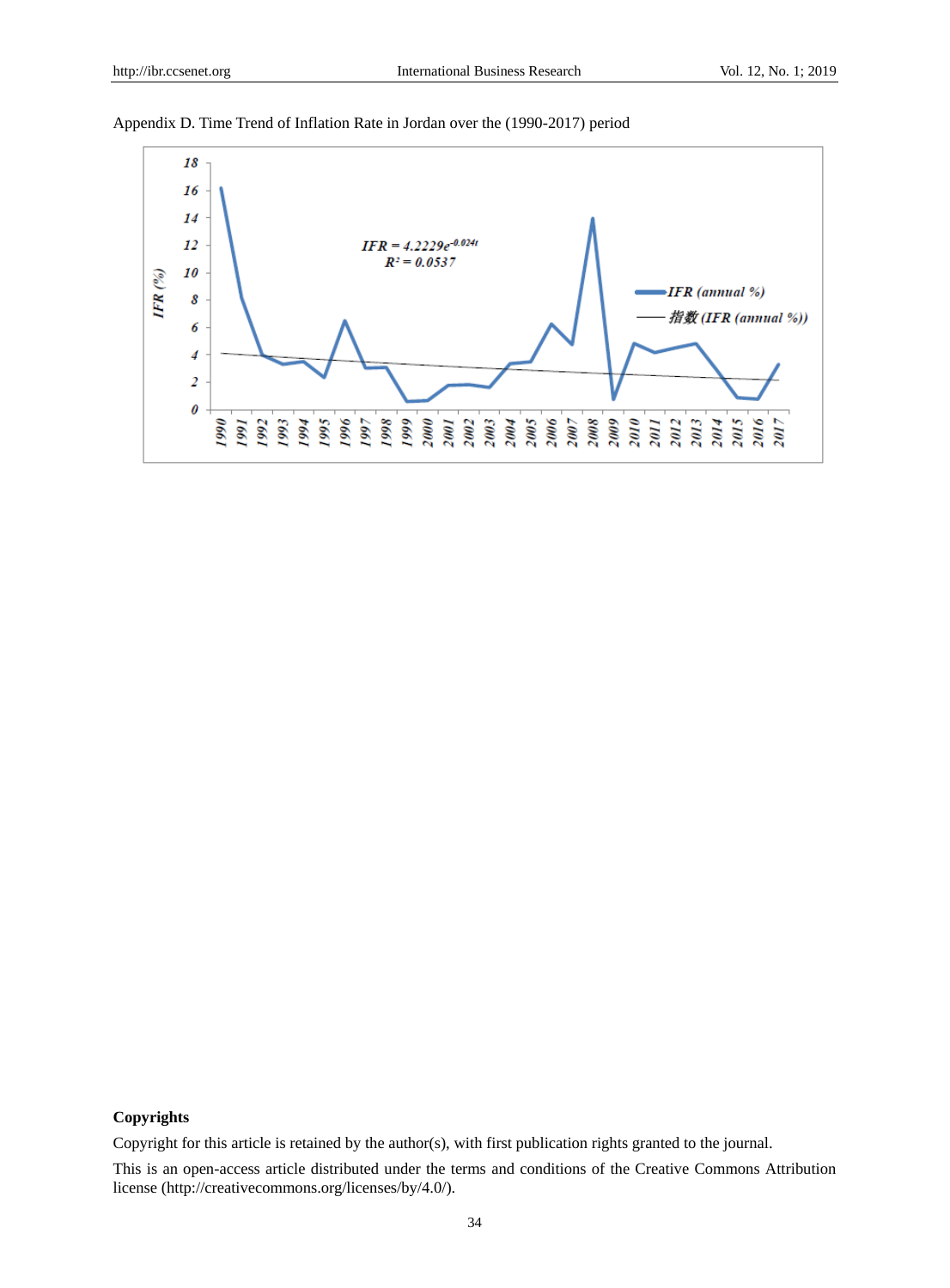Appendix D. Time Trend of Inflation Rate in Jordan over the (1990-2017) period

IFR (%)

18
16
14
12
10
8
6
4
2
0

$IFR = 4.2229e^{-0.024t}$
$R^2 = 0.0537$

IFR (annual %)
指数 (IFR (annual %))

1990 1991 1992 1993 1994 1995 1996 1997 1998 1999 2000 2001 2002 2003 2004 2005 2006 2007 2008 2009 2010 2011 2012 2013 2014 2015 2016 2017

**Copyrights**

Copyright for this article is retained by the author(s), with first publication rights granted to the journal.

This is an open-access article distributed under the terms and conditions of the Creative Commons Attribution license (http://creativecommons.org/licenses/by/4.0/).